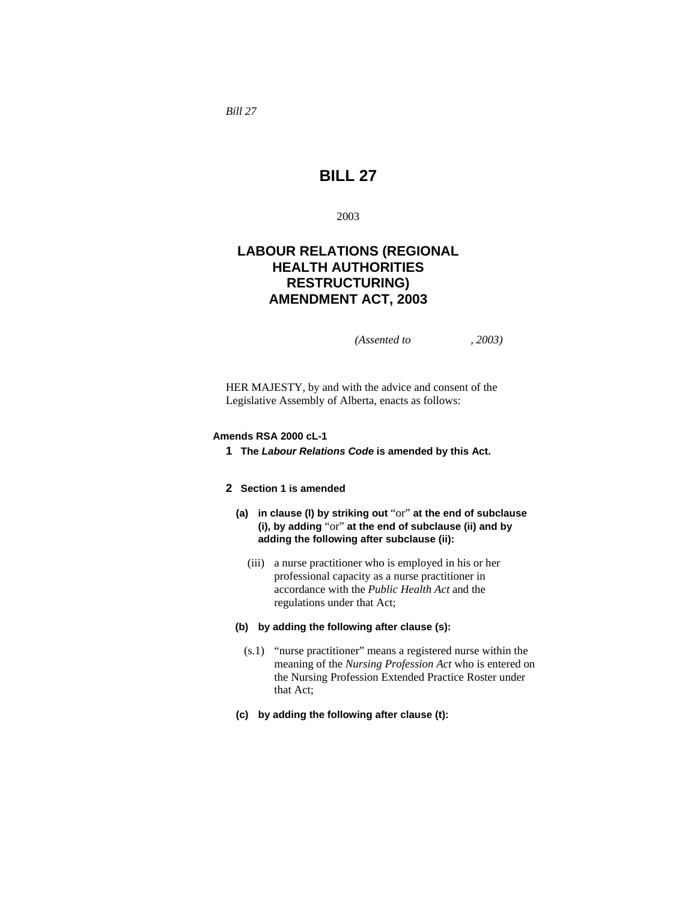*Bill 27*

# BILL 27

2003

## LABOUR RELATIONS (REGIONAL HEALTH AUTHORITIES RESTRUCTURING) AMENDMENT ACT, 2003

*(Assented to , 2003)*

HER MAJESTY, by and with the advice and consent of the Legislative Assembly of Alberta, enacts as follows:

**Amends RSA 2000 cL-1**

**1 The *Labour Relations Code* is amended by this Act.**

**2 Section 1 is amended**

**(a) in clause (l) by striking out** "or" **at the end of subclause (i), by adding** "or" **at the end of subclause (ii) and by adding the following after subclause (ii):**

(iii) a nurse practitioner who is employed in his or her professional capacity as a nurse practitioner in accordance with the *Public Health Act* and the regulations under that Act;

**(b) by adding the following after clause (s):**

(s.1) "nurse practitioner" means a registered nurse within the meaning of the *Nursing Profession Act* who is entered on the Nursing Profession Extended Practice Roster under that Act;

**(c) by adding the following after clause (t):**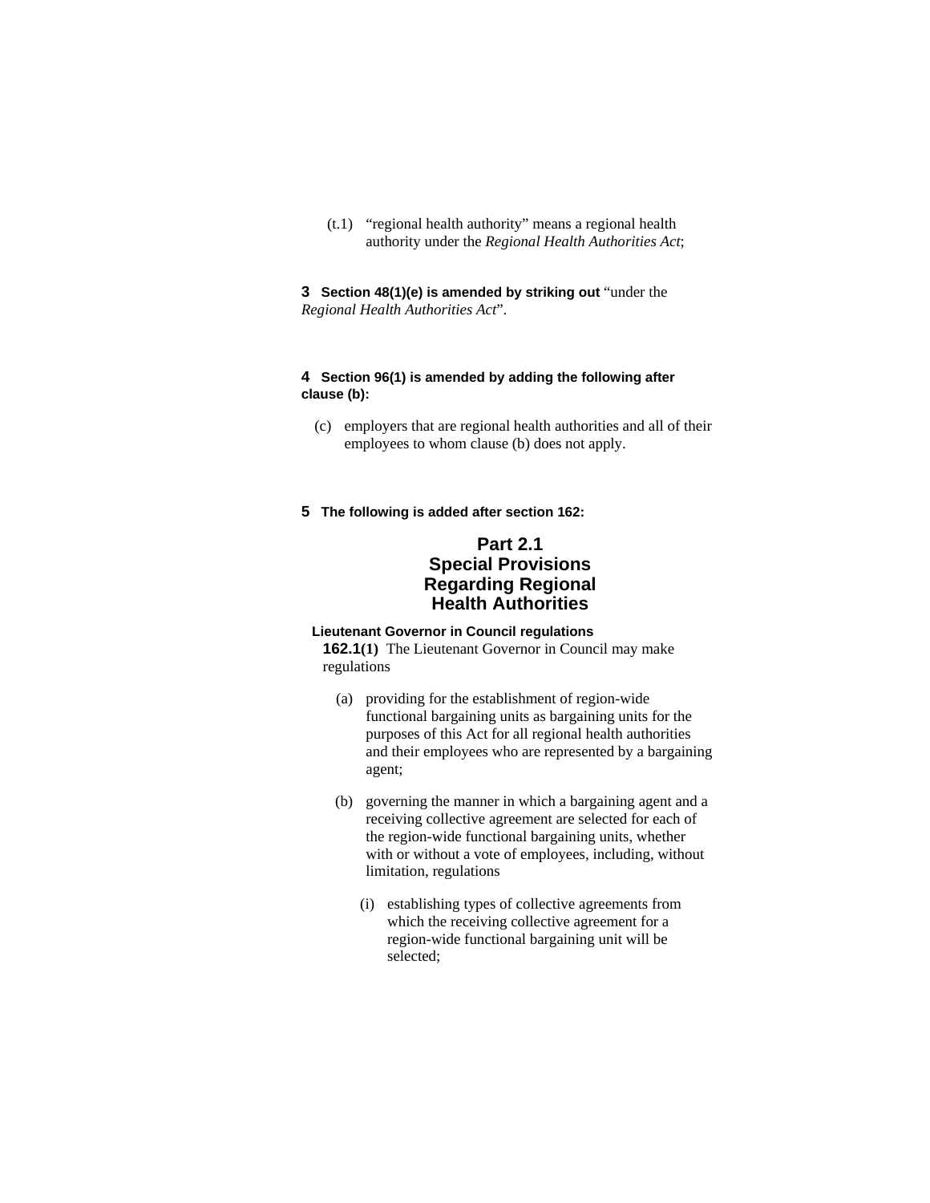(t.1) "regional health authority" means a regional health authority under the *Regional Health Authorities Act*;

**3 Section 48(1)(e) is amended by striking out** "under the *Regional Health Authorities Act*".

**4 Section 96(1) is amended by adding the following after clause (b):**

(c) employers that are regional health authorities and all of their employees to whom clause (b) does not apply.

**5 The following is added after section 162:**

## Part 2.1 Special Provisions Regarding Regional Health Authorities

**Lieutenant Governor in Council regulations**

**162.1(1)** The Lieutenant Governor in Council may make regulations

(a) providing for the establishment of region-wide functional bargaining units as bargaining units for the purposes of this Act for all regional health authorities and their employees who are represented by a bargaining agent;

(b) governing the manner in which a bargaining agent and a receiving collective agreement are selected for each of the region-wide functional bargaining units, whether with or without a vote of employees, including, without limitation, regulations

(i) establishing types of collective agreements from which the receiving collective agreement for a region-wide functional bargaining unit will be selected;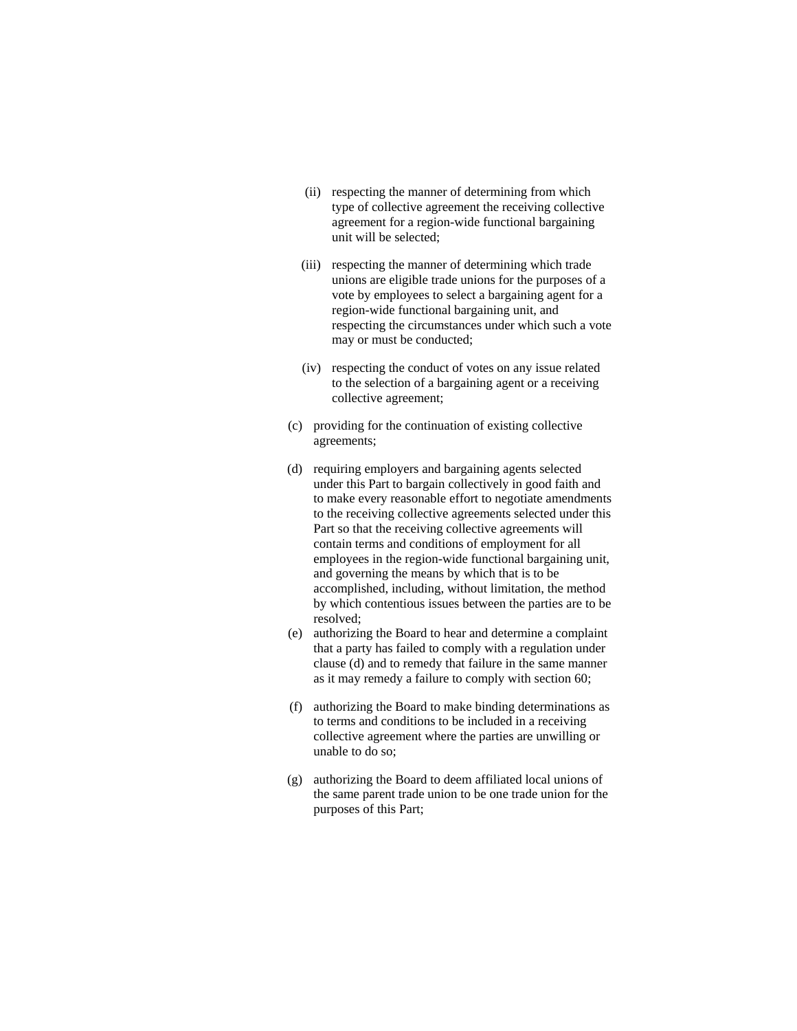(ii) respecting the manner of determining from which type of collective agreement the receiving collective agreement for a region-wide functional bargaining unit will be selected;

(iii) respecting the manner of determining which trade unions are eligible trade unions for the purposes of a vote by employees to select a bargaining agent for a region-wide functional bargaining unit, and respecting the circumstances under which such a vote may or must be conducted;

(iv) respecting the conduct of votes on any issue related to the selection of a bargaining agent or a receiving collective agreement;

(c) providing for the continuation of existing collective agreements;

(d) requiring employers and bargaining agents selected under this Part to bargain collectively in good faith and to make every reasonable effort to negotiate amendments to the receiving collective agreements selected under this Part so that the receiving collective agreements will contain terms and conditions of employment for all employees in the region-wide functional bargaining unit, and governing the means by which that is to be accomplished, including, without limitation, the method by which contentious issues between the parties are to be resolved;

(e) authorizing the Board to hear and determine a complaint that a party has failed to comply with a regulation under clause (d) and to remedy that failure in the same manner as it may remedy a failure to comply with section 60;

(f) authorizing the Board to make binding determinations as to terms and conditions to be included in a receiving collective agreement where the parties are unwilling or unable to do so;

(g) authorizing the Board to deem affiliated local unions of the same parent trade union to be one trade union for the purposes of this Part;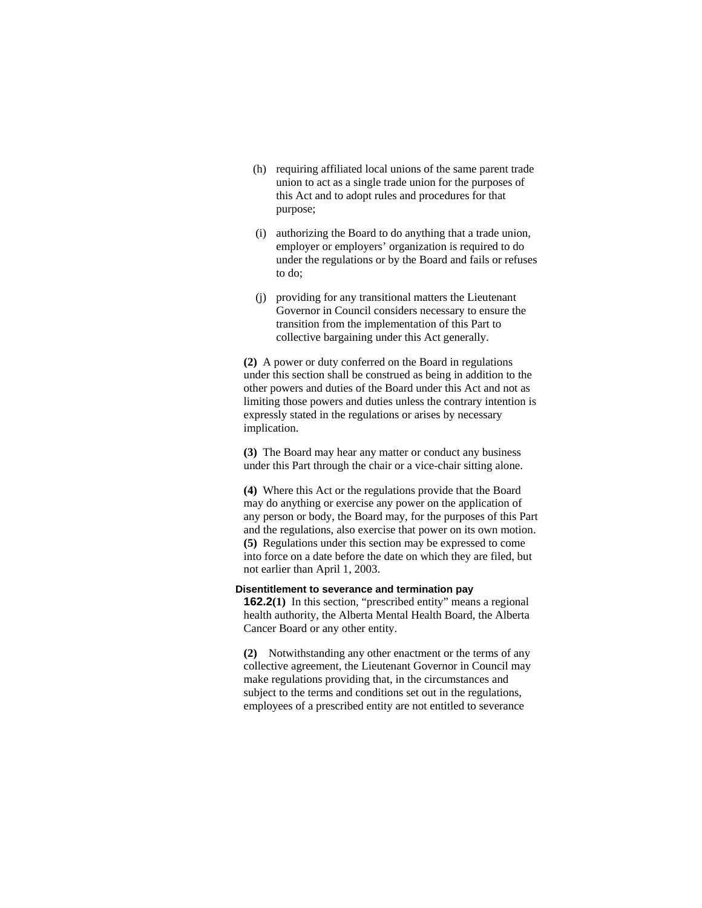(h) requiring affiliated local unions of the same parent trade union to act as a single trade union for the purposes of this Act and to adopt rules and procedures for that purpose;

(i) authorizing the Board to do anything that a trade union, employer or employers' organization is required to do under the regulations or by the Board and fails or refuses to do;

(j) providing for any transitional matters the Lieutenant Governor in Council considers necessary to ensure the transition from the implementation of this Part to collective bargaining under this Act generally.

**(2)** A power or duty conferred on the Board in regulations under this section shall be construed as being in addition to the other powers and duties of the Board under this Act and not as limiting those powers and duties unless the contrary intention is expressly stated in the regulations or arises by necessary implication.

**(3)** The Board may hear any matter or conduct any business under this Part through the chair or a vice-chair sitting alone.

**(4)** Where this Act or the regulations provide that the Board may do anything or exercise any power on the application of any person or body, the Board may, for the purposes of this Part and the regulations, also exercise that power on its own motion.

**(5)** Regulations under this section may be expressed to come into force on a date before the date on which they are filed, but not earlier than April 1, 2003.

**Disentitlement to severance and termination pay**

**162.2(1)** In this section, "prescribed entity" means a regional health authority, the Alberta Mental Health Board, the Alberta Cancer Board or any other entity.

**(2)** Notwithstanding any other enactment or the terms of any collective agreement, the Lieutenant Governor in Council may make regulations providing that, in the circumstances and subject to the terms and conditions set out in the regulations, employees of a prescribed entity are not entitled to severance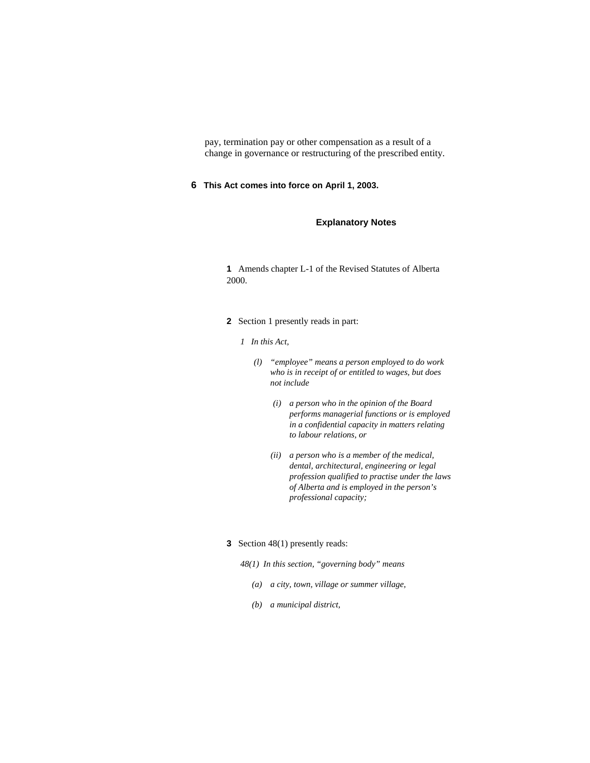pay, termination pay or other compensation as a result of a change in governance or restructuring of the prescribed entity.

**6 This Act comes into force on April 1, 2003.**

### Explanatory Notes

**1** Amends chapter L-1 of the Revised Statutes of Alberta 2000.

**2** Section 1 presently reads in part:

*1 In this Act,*

*(l) "employee" means a person employed to do work who is in receipt of or entitled to wages, but does not include*

*(i) a person who in the opinion of the Board performs managerial functions or is employed in a confidential capacity in matters relating to labour relations, or*

*(ii) a person who is a member of the medical, dental, architectural, engineering or legal profession qualified to practise under the laws of Alberta and is employed in the person's professional capacity;*

**3** Section 48(1) presently reads:

*48(1) In this section, "governing body" means*

*(a) a city, town, village or summer village,*

*(b) a municipal district,*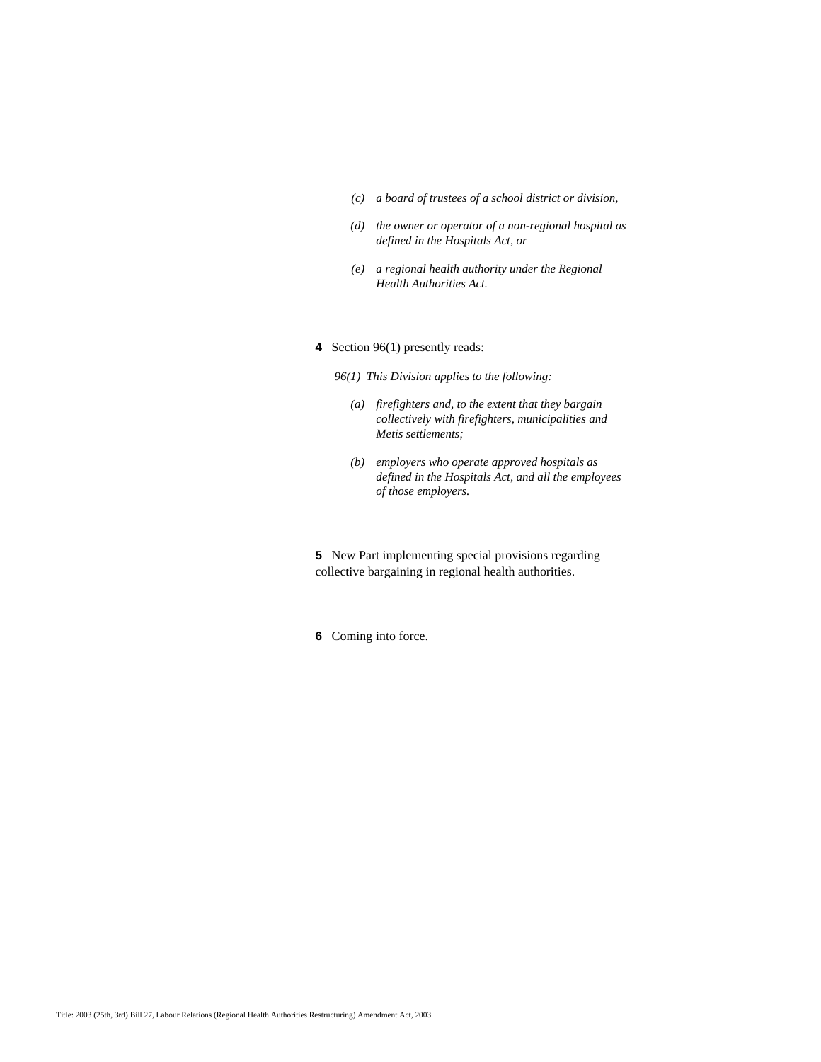*(c) a board of trustees of a school district or division,*

*(d) the owner or operator of a non-regional hospital as defined in the Hospitals Act, or*

*(e) a regional health authority under the Regional Health Authorities Act.*

**4** Section 96(1) presently reads:

*96(1) This Division applies to the following:*

*(a) firefighters and, to the extent that they bargain collectively with firefighters, municipalities and Metis settlements;*

*(b) employers who operate approved hospitals as defined in the Hospitals Act, and all the employees of those employers.*

**5** New Part implementing special provisions regarding collective bargaining in regional health authorities.

**6** Coming into force.